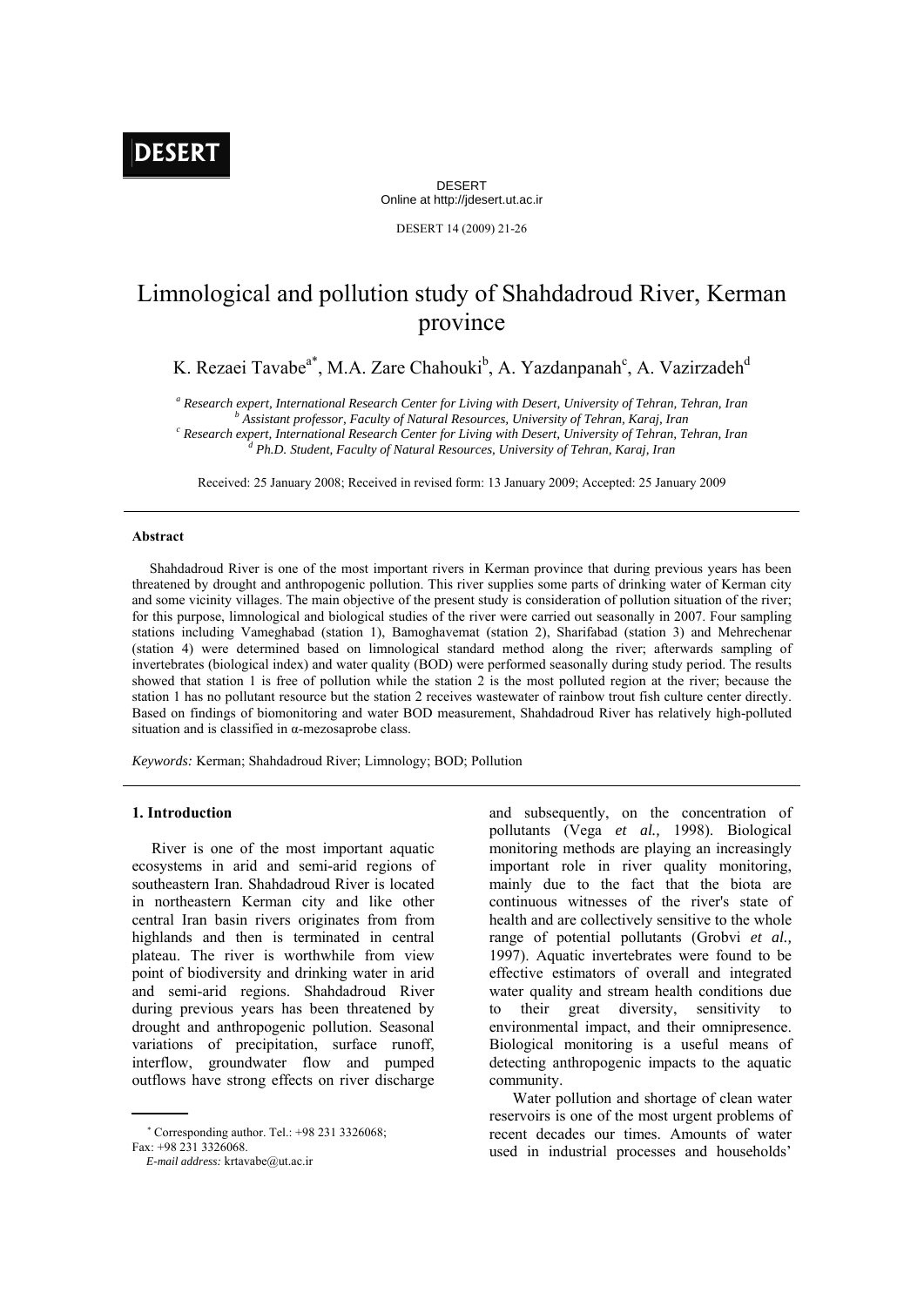DESERT
Online at http://jdesert.ut.ac.ir

# Limnological and pollution study of Shahdadroud River, Kerman province

K. Rezaei Tavabe[a*], M.A. Zare Chahouki[b], A. Yazdanpanah[c], A. Vazirzadeh[d]

[a] *Research expert, International Research Center for Living with Desert, University of Tehran, Tehran, Iran*
[b] *Assistant professor, Faculty of Natural Resources, University of Tehran, Karaj, Iran*
[c] *Research expert, International Research Center for Living with Desert, University of Tehran, Tehran, Iran*
[d] *Ph.D. Student, Faculty of Natural Resources, University of Tehran, Karaj, Iran*

Received: 25 January 2008; Received in revised form: 13 January 2009; Accepted: 25 January 2009

**Abstract**

Shahdadroud River is one of the most important rivers in Kerman province that during previous years has been threatened by drought and anthropogenic pollution. This river supplies some parts of drinking water of Kerman city and some vicinity villages. The main objective of the present study is consideration of pollution situation of the river; for this purpose, limnological and biological studies of the river were carried out seasonally in 2007. Four sampling stations including Vameghabad (station 1), Bamoghavemat (station 2), Sharifabad (station 3) and Mehrechenar (station 4) were determined based on limnological standard method along the river; afterwards sampling of invertebrates (biological index) and water quality (BOD) were performed seasonally during study period. The results showed that station 1 is free of pollution while the station 2 is the most polluted region at the river; because the station 1 has no pollutant resource but the station 2 receives wastewater of rainbow trout fish culture center directly. Based on findings of biomonitoring and water BOD measurement, Shahdadroud River has relatively high-polluted situation and is classified in α-mezosaprobe class.

*Keywords:* Kerman; Shahdadroud River; Limnology; BOD; Pollution

## 1. Introduction

River is one of the most important aquatic ecosystems in arid and semi-arid regions of southeastern Iran. Shahdadroud River is located in northeastern Kerman city and like other central Iran basin rivers originates from from highlands and then is terminated in central plateau. The river is worthwhile from view point of biodiversity and drinking water in arid and semi-arid regions. Shahdadroud River during previous years has been threatened by drought and anthropogenic pollution. Seasonal variations of precipitation, surface runoff, interflow, groundwater flow and pumped outflows have strong effects on river discharge and subsequently, on the concentration of pollutants (Vega *et al.,* 1998). Biological monitoring methods are playing an increasingly important role in river quality monitoring, mainly due to the fact that the biota are continuous witnesses of the river's state of health and are collectively sensitive to the whole range of potential pollutants (Grobvi *et al.,* 1997). Aquatic invertebrates were found to be effective estimators of overall and integrated water quality and stream health conditions due to their great diversity, sensitivity to environmental impact, and their omnipresence. Biological monitoring is a useful means of detecting anthropogenic impacts to the aquatic community.

Water pollution and shortage of clean water reservoirs is one of the most urgent problems of recent decades our times. Amounts of water used in industrial processes and households'

* Corresponding author. Tel.: +98 231 3326068; Fax: +98 231 3326068.
*E-mail address:* krtavabe@ut.ac.ir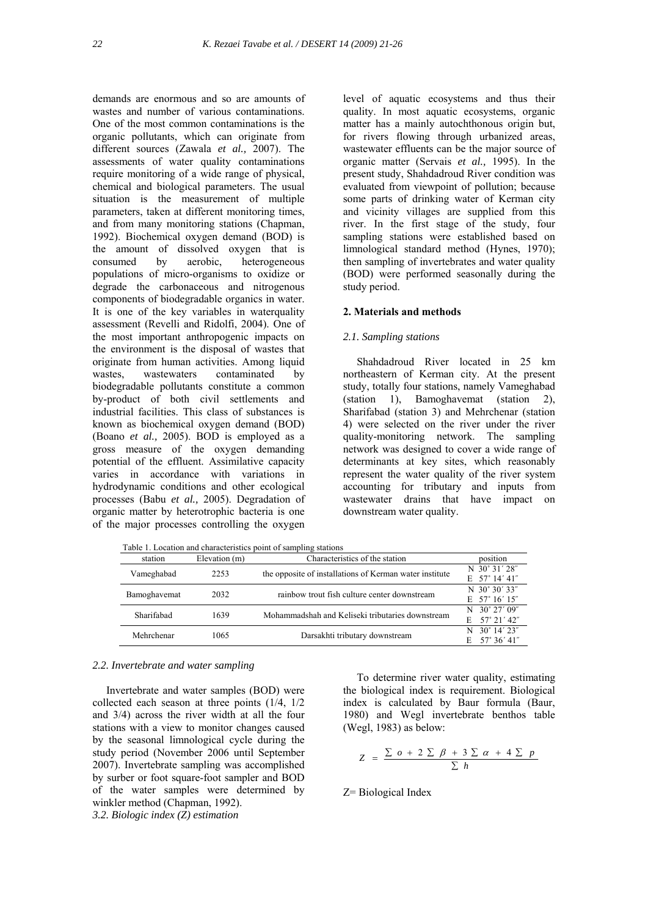demands are enormous and so are amounts of wastes and number of various contaminations. One of the most common contaminations is the organic pollutants, which can originate from different sources (Zawala *et al.,* 2007). The assessments of water quality contaminations require monitoring of a wide range of physical, chemical and biological parameters. The usual situation is the measurement of multiple parameters, taken at different monitoring times, and from many monitoring stations (Chapman, 1992). Biochemical oxygen demand (BOD) is the amount of dissolved oxygen that is consumed by aerobic, heterogeneous populations of micro-organisms to oxidize or degrade the carbonaceous and nitrogenous components of biodegradable organics in water. It is one of the key variables in waterquality assessment (Revelli and Ridolfi, 2004). One of the most important anthropogenic impacts on the environment is the disposal of wastes that originate from human activities. Among liquid wastes, wastewaters contaminated by biodegradable pollutants constitute a common by-product of both civil settlements and industrial facilities. This class of substances is known as biochemical oxygen demand (BOD) (Boano *et al.,* 2005). BOD is employed as a gross measure of the oxygen demanding potential of the effluent. Assimilative capacity varies in accordance with variations in hydrodynamic conditions and other ecological processes (Babu *et al.,* 2005). Degradation of organic matter by heterotrophic bacteria is one of the major processes controlling the oxygen level of aquatic ecosystems and thus their quality. In most aquatic ecosystems, organic matter has a mainly autochthonous origin but, for rivers flowing through urbanized areas, wastewater effluents can be the major source of organic matter (Servais *et al.,* 1995). In the present study, Shahdadroud River condition was evaluated from viewpoint of pollution; because some parts of drinking water of Kerman city and vicinity villages are supplied from this river. In the first stage of the study, four sampling stations were established based on limnological standard method (Hynes, 1970); then sampling of invertebrates and water quality (BOD) were performed seasonally during the study period.

## 2. Materials and methods

### *2.1. Sampling stations*

Shahdadroud River located in 25 km northeastern of Kerman city. At the present study, totally four stations, namely Vameghabad (station 1), Bamoghavemat (station 2), Sharifabad (station 3) and Mehrchenar (station 4) were selected on the river under the river quality-monitoring network. The sampling network was designed to cover a wide range of determinants at key sites, which reasonably represent the water quality of the river system accounting for tributary and inputs from wastewater drains that have impact on downstream water quality.

Table 1. Location and characteristics point of sampling stations

| station | Elevation (m) | Characteristics of the station | position |
|---|---|---|---|
| Vameghabad | 2253 | the opposite of installations of Kerman water institute | N 30˚ 31´ 28″ E 57˚ 14´ 41″ |
| Bamoghavemat | 2032 | rainbow trout fish culture center downstream | N 30˚ 30´ 33″ E 57˚ 16´ 15″ |
| Sharifabad | 1639 | Mohammadshah and Keliseki tributaries downstream | N 30˚ 27´ 09″ E 57˚ 21´ 42″ |
| Mehrchenar | 1065 | Darsakhti tributary downstream | N 30˚ 14´ 23″ E 57˚ 36´ 41″ |

### *2.2. Invertebrate and water sampling*

Invertebrate and water samples (BOD) were collected each season at three points (1/4, 1/2 and 3/4) across the river width at all the four stations with a view to monitor changes caused by the seasonal limnological cycle during the study period (November 2006 until September 2007). Invertebrate sampling was accomplished by surber or foot square-foot sampler and BOD of the water samples were determined by winkler method (Chapman, 1992).

### *3.2. Biologic index (Z) estimation*

To determine river water quality, estimating the biological index is requirement. Biological index is calculated by Baur formula (Baur, 1980) and Wegl invertebrate benthos table (Wegl, 1983) as below:

$$Z = \frac{\sum o + 2\sum \beta + 3\sum \alpha + 4\sum p}{\sum h}$$

Z= Biological Index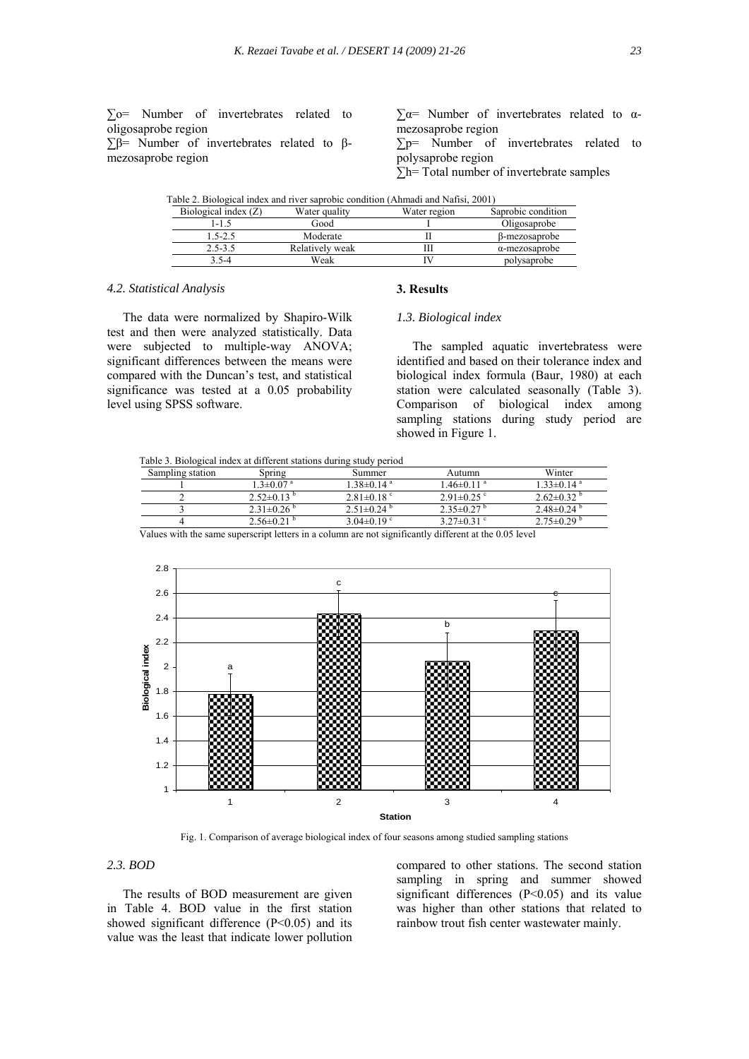∑o= Number of invertebrates related to oligosaprobe region

∑β= Number of invertebrates related to β-mezosaprobe region

∑α= Number of invertebrates related to α-mezosaprobe region

∑p= Number of invertebrates related to polysaprobe region

∑h= Total number of invertebrate samples

Table 2. Biological index and river saprobic condition (Ahmadi and Nafisi, 2001)

| Biological index (Z) | Water quality | Water region | Saprobic condition |
|---|---|---|---|
| 1-1.5 | Good | I | Oligosaprobe |
| 1.5-2.5 | Moderate | II | β-mezosaprobe |
| 2.5-3.5 | Relatively weak | III | α-mezosaprobe |
| 3.5-4 | Weak | IV | polysaprobe |

### 4.2. Statistical Analysis

The data were normalized by Shapiro-Wilk test and then were analyzed statistically. Data were subjected to multiple-way ANOVA; significant differences between the means were compared with the Duncan's test, and statistical significance was tested at a 0.05 probability level using SPSS software.

## 3. Results

### 1.3. Biological index

The sampled aquatic invertebratess were identified and based on their tolerance index and biological index formula (Baur, 1980) at each station were calculated seasonally (Table 3). Comparison of biological index among sampling stations during study period are showed in Figure 1.

Table 3. Biological index at different stations during study period

| Sampling station | Spring | Summer | Autumn | Winter |
|---|---|---|---|---|
| 1 | $1.3\pm0.07^{a}$ | $1.38\pm0.14^{a}$ | $1.46\pm0.11^{a}$ | $1.33\pm0.14^{a}$ |
| 2 | $2.52\pm0.13^{b}$ | $2.81\pm0.18^{c}$ | $2.91\pm0.25^{c}$ | $2.62\pm0.32^{b}$ |
| 3 | $2.31\pm0.26^{b}$ | $2.51\pm0.24^{b}$ | $2.35\pm0.27^{b}$ | $2.48\pm0.24^{b}$ |
| 4 | $2.56\pm0.21^{b}$ | $3.04\pm0.19^{c}$ | $3.27\pm0.31^{c}$ | $2.75\pm0.29^{b}$ |

Values with the same superscript letters in a column are not significantly different at the 0.05 level

Fig. 1. Comparison of average biological index of four seasons among studied sampling stations

### 2.3. BOD

The results of BOD measurement are given in Table 4. BOD value in the first station showed significant difference ($P<0.05$) and its value was the least that indicate lower pollution compared to other stations. The second station sampling in spring and summer showed significant differences ($P<0.05$) and its value was higher than other stations that related to rainbow trout fish center wastewater mainly.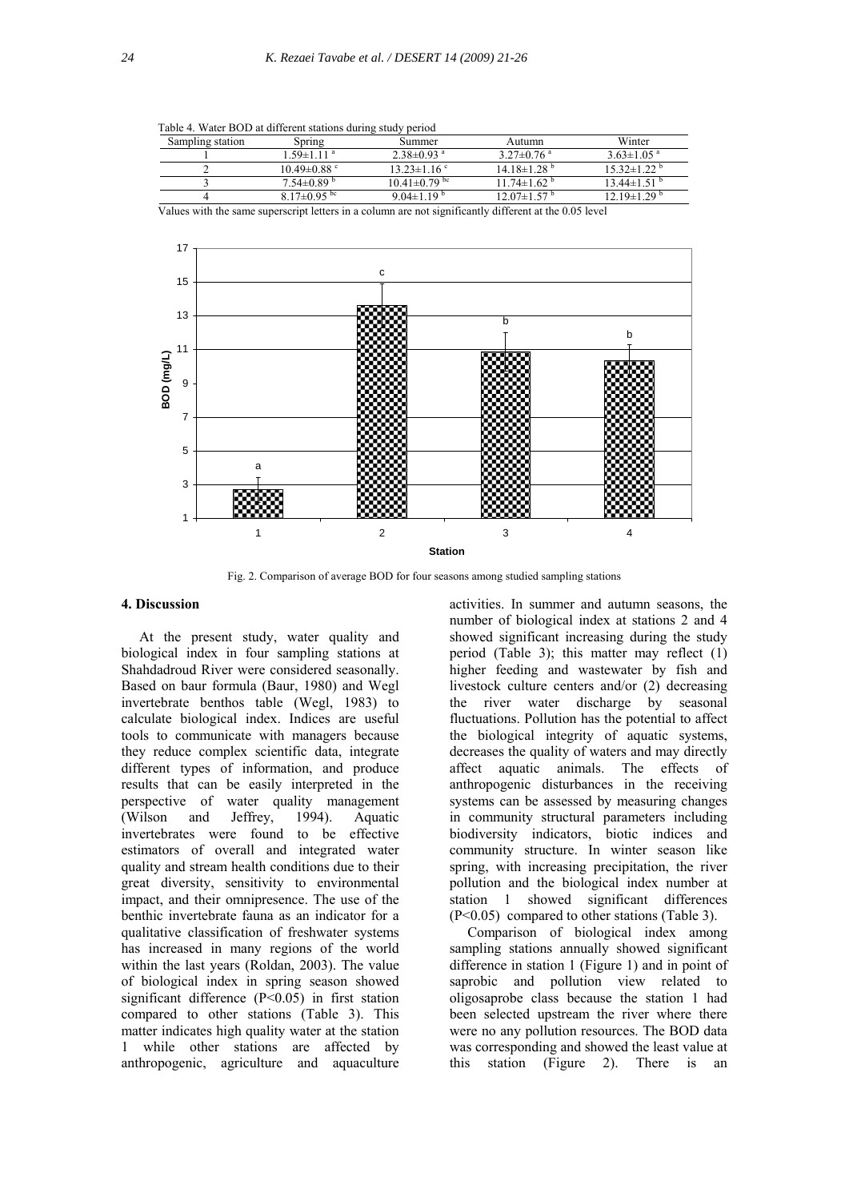Table 4. Water BOD at different stations during study period

| Sampling station | Spring | Summer | Autumn | Winter |
|---|---|---|---|---|
| 1 | 1.59±1.11 $^{a}$ | 2.38±0.93 $^{a}$ | 3.27±0.76 $^{a}$ | 3.63±1.05 $^{a}$ |
| 2 | 10.49±0.88 $^{c}$ | 13.23±1.16 $^{c}$ | 14.18±1.28 $^{b}$ | 15.32±1.22 $^{b}$ |
| 3 | 7.54±0.89 $^{b}$ | 10.41±0.79 $^{bc}$ | 11.74±1.62 $^{b}$ | 13.44±1.51 $^{b}$ |
| 4 | 8.17±0.95 $^{bc}$ | 9.04±1.19 $^{b}$ | 12.07±1.57 $^{b}$ | 12.19±1.29 $^{b}$ |

Values with the same superscript letters in a column are not significantly different at the 0.05 level

Fig. 2. Comparison of average BOD for four seasons among studied sampling stations

## 4. Discussion

At the present study, water quality and biological index in four sampling stations at Shahdadroud River were considered seasonally. Based on baur formula (Baur, 1980) and Wegl invertebrate benthos table (Wegl, 1983) to calculate biological index. Indices are useful tools to communicate with managers because they reduce complex scientific data, integrate different types of information, and produce results that can be easily interpreted in the perspective of water quality management (Wilson and Jeffrey, 1994). Aquatic invertebrates were found to be effective estimators of overall and integrated water quality and stream health conditions due to their great diversity, sensitivity to environmental impact, and their omnipresence. The use of the benthic invertebrate fauna as an indicator for a qualitative classification of freshwater systems has increased in many regions of the world within the last years (Roldan, 2003). The value of biological index in spring season showed significant difference ($P<0.05$) in first station compared to other stations (Table 3). This matter indicates high quality water at the station 1 while other stations are affected by anthropogenic, agriculture and aquaculture activities. In summer and autumn seasons, the number of biological index at stations 2 and 4 showed significant increasing during the study period (Table 3); this matter may reflect (1) higher feeding and wastewater by fish and livestock culture centers and/or (2) decreasing the river water discharge by seasonal fluctuations. Pollution has the potential to affect the biological integrity of aquatic systems, decreases the quality of waters and may directly affect aquatic animals. The effects of anthropogenic disturbances in the receiving systems can be assessed by measuring changes in community structural parameters including biodiversity indicators, biotic indices and community structure. In winter season like spring, with increasing precipitation, the river pollution and the biological index number at station 1 showed significant differences ($P<0.05$) compared to other stations (Table 3).

Comparison of biological index among sampling stations annually showed significant difference in station 1 (Figure 1) and in point of saprobic and pollution view related to oligosaprobe class because the station 1 had been selected upstream the river where there were no any pollution resources. The BOD data was corresponding and showed the least value at this station (Figure 2). There is an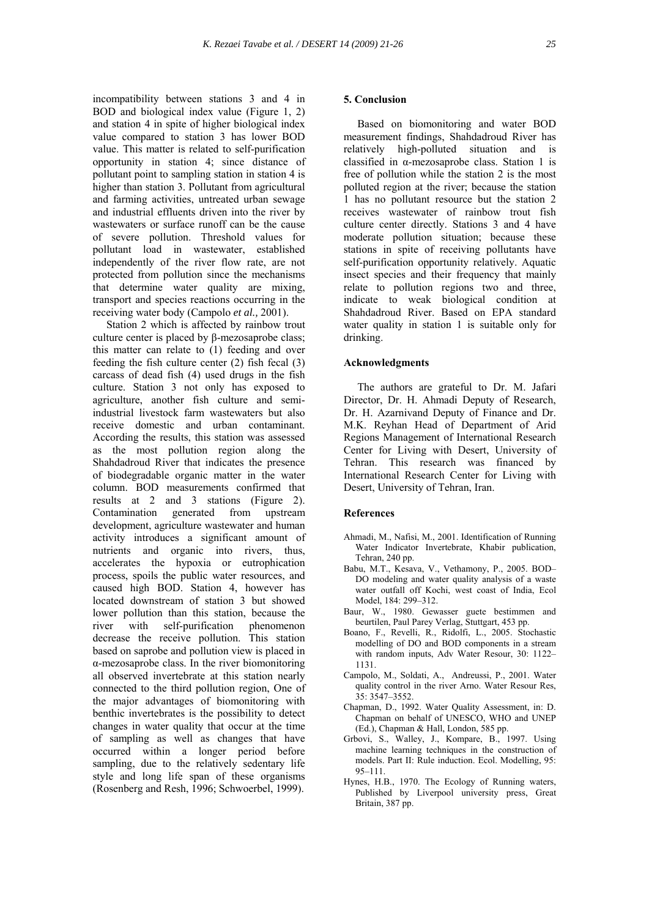incompatibility between stations 3 and 4 in BOD and biological index value (Figure 1, 2) and station 4 in spite of higher biological index value compared to station 3 has lower BOD value. This matter is related to self-purification opportunity in station 4; since distance of pollutant point to sampling station in station 4 is higher than station 3. Pollutant from agricultural and farming activities, untreated urban sewage and industrial effluents driven into the river by wastewaters or surface runoff can be the cause of severe pollution. Threshold values for pollutant load in wastewater, established independently of the river flow rate, are not protected from pollution since the mechanisms that determine water quality are mixing, transport and species reactions occurring in the receiving water body (Campolo *et al.,* 2001).

Station 2 which is affected by rainbow trout culture center is placed by β-mezosaprobe class; this matter can relate to (1) feeding and over feeding the fish culture center (2) fish fecal (3) carcass of dead fish (4) used drugs in the fish culture. Station 3 not only has exposed to agriculture, another fish culture and semi-industrial livestock farm wastewaters but also receive domestic and urban contaminant. According the results, this station was assessed as the most pollution region along the Shahdadroud River that indicates the presence of biodegradable organic matter in the water column. BOD measurements confirmed that results at 2 and 3 stations (Figure 2). Contamination generated from upstream development, agriculture wastewater and human activity introduces a significant amount of nutrients and organic into rivers, thus, accelerates the hypoxia or eutrophication process, spoils the public water resources, and caused high BOD. Station 4, however has located downstream of station 3 but showed lower pollution than this station, because the river with self-purification phenomenon decrease the receive pollution. This station based on saprobe and pollution view is placed in α-mezosaprobe class. In the river biomonitoring all observed invertebrate at this station nearly connected to the third pollution region, One of the major advantages of biomonitoring with benthic invertebrates is the possibility to detect changes in water quality that occur at the time of sampling as well as changes that have occurred within a longer period before sampling, due to the relatively sedentary life style and long life span of these organisms (Rosenberg and Resh, 1996; Schwoerbel, 1999).

## 5. Conclusion

Based on biomonitoring and water BOD measurement findings, Shahdadroud River has relatively high-polluted situation and is classified in α-mezosaprobe class. Station 1 is free of pollution while the station 2 is the most polluted region at the river; because the station 1 has no pollutant resource but the station 2 receives wastewater of rainbow trout fish culture center directly. Stations 3 and 4 have moderate pollution situation; because these stations in spite of receiving pollutants have self-purification opportunity relatively. Aquatic insect species and their frequency that mainly relate to pollution regions two and three, indicate to weak biological condition at Shahdadroud River. Based on EPA standard water quality in station 1 is suitable only for drinking.

## Acknowledgments

The authors are grateful to Dr. M. Jafari Director, Dr. H. Ahmadi Deputy of Research, Dr. H. Azarnivand Deputy of Finance and Dr. M.K. Reyhan Head of Department of Arid Regions Management of International Research Center for Living with Desert, University of Tehran. This research was financed by International Research Center for Living with Desert, University of Tehran, Iran.

## References

Ahmadi, M., Nafisi, M., 2001. Identification of Running Water Indicator Invertebrate, Khabir publication, Tehran, 240 pp.

Babu, M.T., Kesava, V., Vethamony, P., 2005. BOD–DO modeling and water quality analysis of a waste water outfall off Kochi, west coast of India, Ecol Model, 184: 299–312.

Baur, W., 1980. Gewasser guete bestimmen and beurtilen, Paul Parey Verlag, Stuttgart, 453 pp.

Boano, F., Revelli, R., Ridolfi, L., 2005. Stochastic modelling of DO and BOD components in a stream with random inputs, Adv Water Resour, 30: 1122–1131.

Campolo, M., Soldati, A., Andreussi, P., 2001. Water quality control in the river Arno. Water Resour Res, 35: 3547–3552.

Chapman, D., 1992. Water Quality Assessment, in: D. Chapman on behalf of UNESCO, WHO and UNEP (Ed.), Chapman & Hall, London, 585 pp.

Grbovi, S., Walley, J., Kompare, B., 1997. Using machine learning techniques in the construction of models. Part II: Rule induction. Ecol. Modelling, 95: 95–111.

Hynes, H.B., 1970. The Ecology of Running waters, Published by Liverpool university press, Great Britain, 387 pp.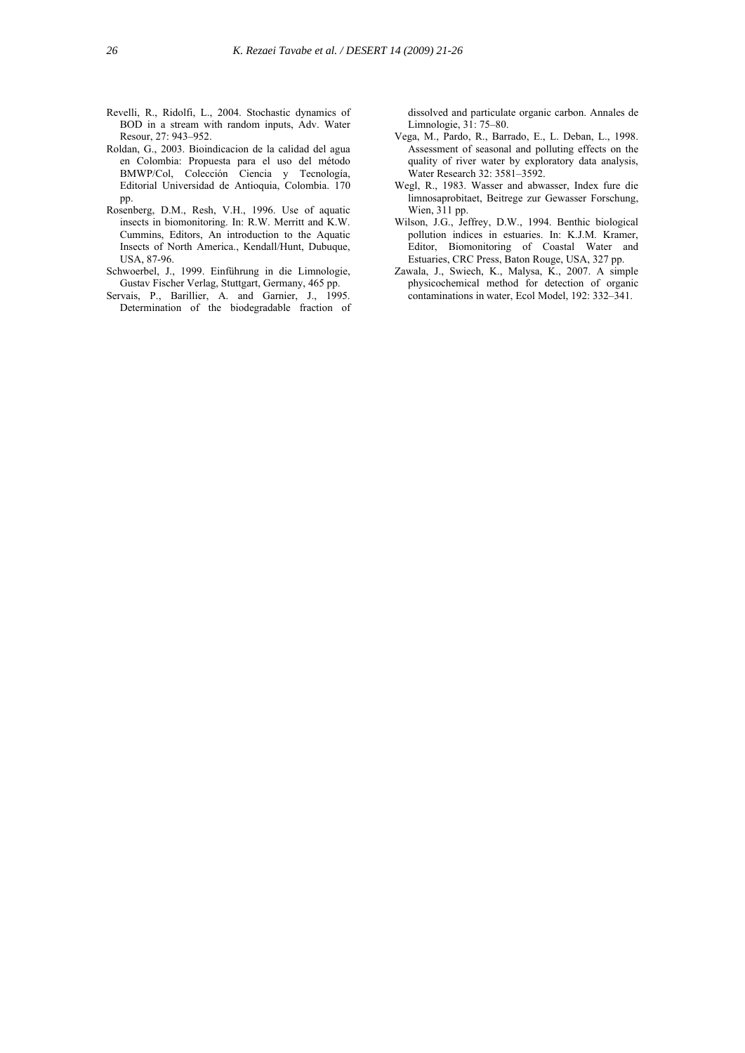Revelli, R., Ridolfi, L., 2004. Stochastic dynamics of BOD in a stream with random inputs, Adv. Water Resour, 27: 943–952.

Roldan, G., 2003. Bioindicacion de la calidad del agua en Colombia: Propuesta para el uso del método BMWP/Col, Colección Ciencia y Tecnología, Editorial Universidad de Antioquia, Colombia. 170 pp.

Rosenberg, D.M., Resh, V.H., 1996. Use of aquatic insects in biomonitoring. In: R.W. Merritt and K.W. Cummins, Editors, An introduction to the Aquatic Insects of North America., Kendall/Hunt, Dubuque, USA, 87-96.

Schwoerbel, J., 1999. Einführung in die Limnologie, Gustav Fischer Verlag, Stuttgart, Germany, 465 pp.

Servais, P., Barillier, A. and Garnier, J., 1995. Determination of the biodegradable fraction of dissolved and particulate organic carbon. Annales de Limnologie, 31: 75–80.

Vega, M., Pardo, R., Barrado, E., L. Deban, L., 1998. Assessment of seasonal and polluting effects on the quality of river water by exploratory data analysis, Water Research 32: 3581–3592.

Wegl, R., 1983. Wasser and abwasser, Index fure die limnosaprobitaet, Beitrege zur Gewasser Forschung, Wien, 311 pp.

Wilson, J.G., Jeffrey, D.W., 1994. Benthic biological pollution indices in estuaries. In: K.J.M. Kramer, Editor, Biomonitoring of Coastal Water and Estuaries, CRC Press, Baton Rouge, USA, 327 pp.

Zawala, J., Swiech, K., Malysa, K., 2007. A simple physicochemical method for detection of organic contaminations in water, Ecol Model, 192: 332–341.